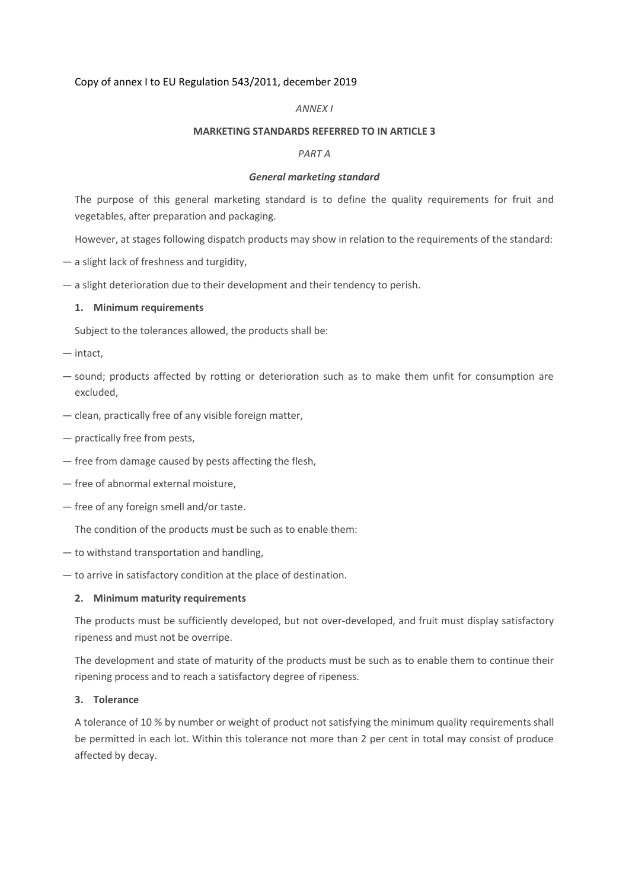Copy of annex I to EU Regulation 543/2011, december 2019

*ANNEX I*

**MARKETING STANDARDS REFERRED TO IN ARTICLE 3**

*PART A*

***General marketing standard***

The purpose of this general marketing standard is to define the quality requirements for fruit and vegetables, after preparation and packaging.

However, at stages following dispatch products may show in relation to the requirements of the standard:

— a slight lack of freshness and turgidity,

— a slight deterioration due to their development and their tendency to perish.

**1. Minimum requirements**

Subject to the tolerances allowed, the products shall be:

— intact,

— sound; products affected by rotting or deterioration such as to make them unfit for consumption are excluded,

— clean, practically free of any visible foreign matter,

— practically free from pests,

— free from damage caused by pests affecting the flesh,

— free of abnormal external moisture,

— free of any foreign smell and/or taste.

The condition of the products must be such as to enable them:

— to withstand transportation and handling,

— to arrive in satisfactory condition at the place of destination.

**2. Minimum maturity requirements**

The products must be sufficiently developed, but not over-developed, and fruit must display satisfactory ripeness and must not be overripe.

The development and state of maturity of the products must be such as to enable them to continue their ripening process and to reach a satisfactory degree of ripeness.

**3. Tolerance**

A tolerance of 10 % by number or weight of product not satisfying the minimum quality requirements shall be permitted in each lot. Within this tolerance not more than 2 per cent in total may consist of produce affected by decay.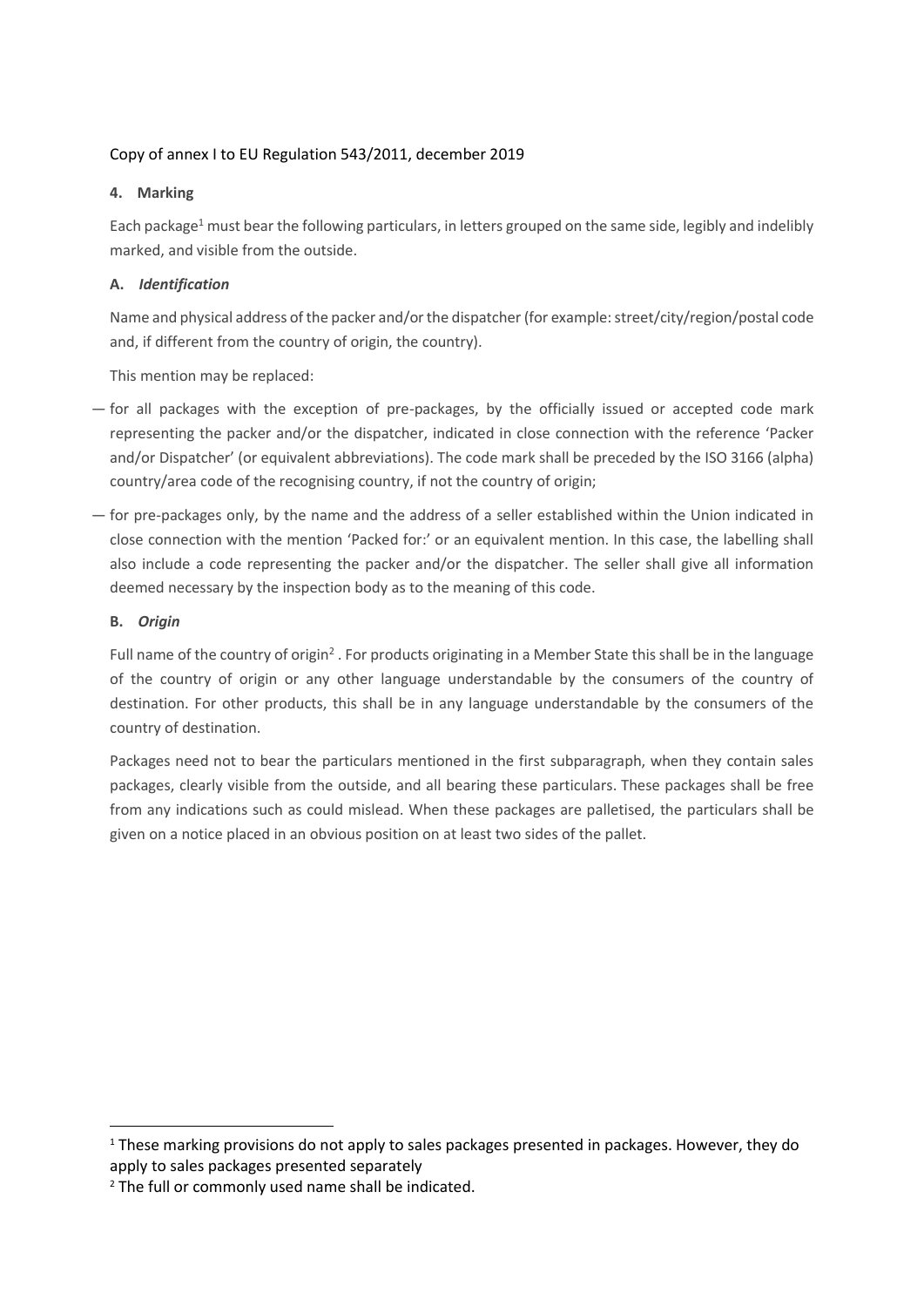Copy of annex I to EU Regulation 543/2011, december 2019

## 4. Marking

Each package[1] must bear the following particulars, in letters grouped on the same side, legibly and indelibly marked, and visible from the outside.

### A. *Identification*

Name and physical address of the packer and/or the dispatcher (for example: street/city/region/postal code and, if different from the country of origin, the country).

This mention may be replaced:

— for all packages with the exception of pre-packages, by the officially issued or accepted code mark representing the packer and/or the dispatcher, indicated in close connection with the reference 'Packer and/or Dispatcher' (or equivalent abbreviations). The code mark shall be preceded by the ISO 3166 (alpha) country/area code of the recognising country, if not the country of origin;

— for pre-packages only, by the name and the address of a seller established within the Union indicated in close connection with the mention 'Packed for:' or an equivalent mention. In this case, the labelling shall also include a code representing the packer and/or the dispatcher. The seller shall give all information deemed necessary by the inspection body as to the meaning of this code.

### B. *Origin*

Full name of the country of origin[2] . For products originating in a Member State this shall be in the language of the country of origin or any other language understandable by the consumers of the country of destination. For other products, this shall be in any language understandable by the consumers of the country of destination.

Packages need not to bear the particulars mentioned in the first subparagraph, when they contain sales packages, clearly visible from the outside, and all bearing these particulars. These packages shall be free from any indications such as could mislead. When these packages are palletised, the particulars shall be given on a notice placed in an obvious position on at least two sides of the pallet.

---

[1] These marking provisions do not apply to sales packages presented in packages. However, they do apply to sales packages presented separately

[2] The full or commonly used name shall be indicated.